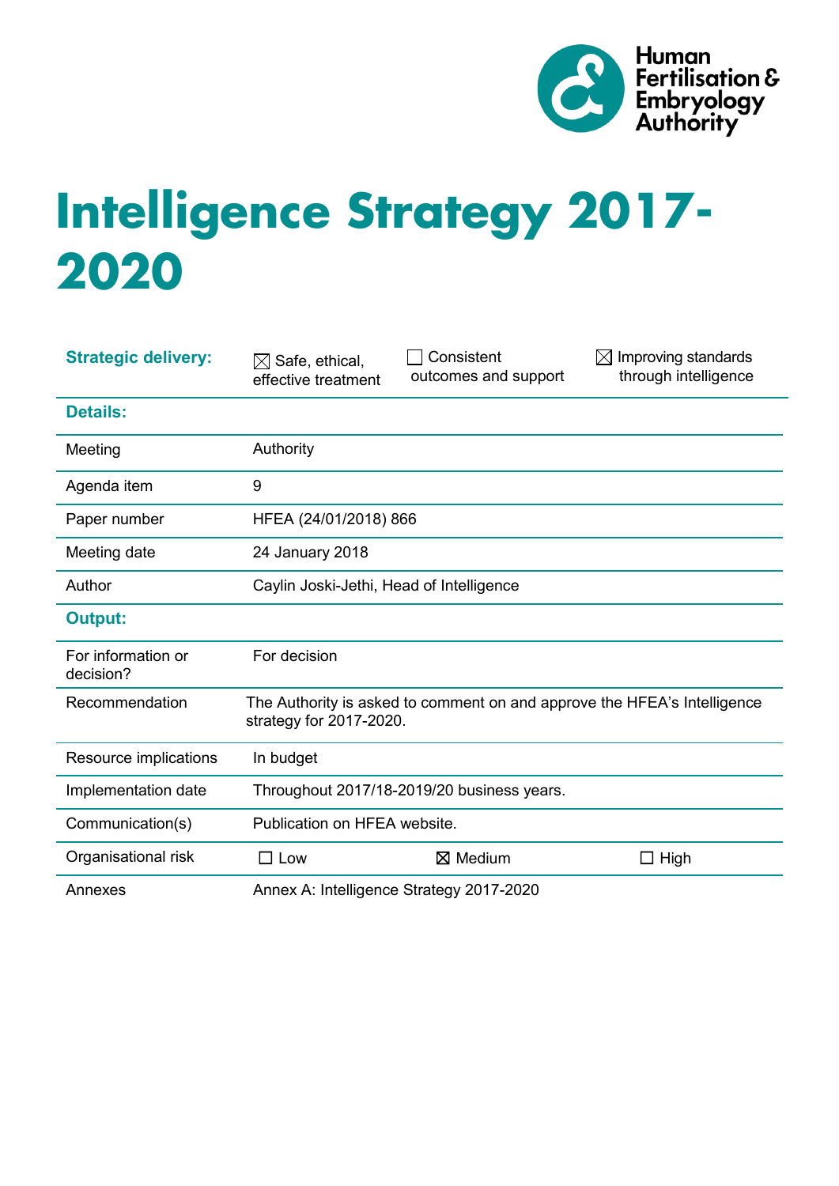Human Fertilisation & Embryology Authority

# Intelligence Strategy 2017-2020

| Strategic delivery: | ☒ Safe, ethical, effective treatment | ☐ Consistent outcomes and support | ☒ Improving standards through intelligence |
|---|---|---|---|
| **Details:** | | | |
| Meeting | Authority | | |
| Agenda item | 9 | | |
| Paper number | HFEA (24/01/2018) 866 | | |
| Meeting date | 24 January 2018 | | |
| Author | Caylin Joski-Jethi, Head of Intelligence | | |
| **Output:** | | | |
| For information or decision? | For decision | | |
| Recommendation | The Authority is asked to comment on and approve the HFEA's Intelligence strategy for 2017-2020. | | |
| Resource implications | In budget | | |
| Implementation date | Throughout 2017/18-2019/20 business years. | | |
| Communication(s) | Publication on HFEA website. | | |
| Organisational risk | ☐ Low | ☒ Medium | ☐ High |
| Annexes | Annex A: Intelligence Strategy 2017-2020 | | |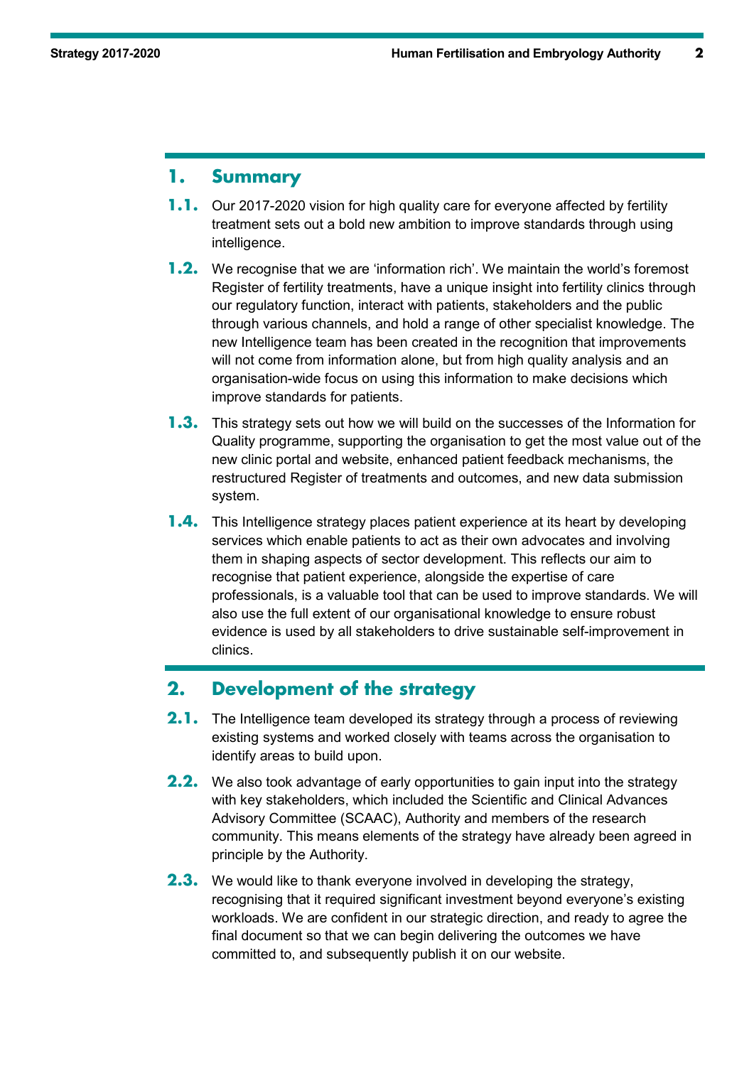## 1. Summary

**1.1.** Our 2017-2020 vision for high quality care for everyone affected by fertility treatment sets out a bold new ambition to improve standards through using intelligence.

**1.2.** We recognise that we are 'information rich'. We maintain the world's foremost Register of fertility treatments, have a unique insight into fertility clinics through our regulatory function, interact with patients, stakeholders and the public through various channels, and hold a range of other specialist knowledge. The new Intelligence team has been created in the recognition that improvements will not come from information alone, but from high quality analysis and an organisation-wide focus on using this information to make decisions which improve standards for patients.

**1.3.** This strategy sets out how we will build on the successes of the Information for Quality programme, supporting the organisation to get the most value out of the new clinic portal and website, enhanced patient feedback mechanisms, the restructured Register of treatments and outcomes, and new data submission system.

**1.4.** This Intelligence strategy places patient experience at its heart by developing services which enable patients to act as their own advocates and involving them in shaping aspects of sector development. This reflects our aim to recognise that patient experience, alongside the expertise of care professionals, is a valuable tool that can be used to improve standards. We will also use the full extent of our organisational knowledge to ensure robust evidence is used by all stakeholders to drive sustainable self-improvement in clinics.

## 2. Development of the strategy

**2.1.** The Intelligence team developed its strategy through a process of reviewing existing systems and worked closely with teams across the organisation to identify areas to build upon.

**2.2.** We also took advantage of early opportunities to gain input into the strategy with key stakeholders, which included the Scientific and Clinical Advances Advisory Committee (SCAAC), Authority and members of the research community. This means elements of the strategy have already been agreed in principle by the Authority.

**2.3.** We would like to thank everyone involved in developing the strategy, recognising that it required significant investment beyond everyone's existing workloads. We are confident in our strategic direction, and ready to agree the final document so that we can begin delivering the outcomes we have committed to, and subsequently publish it on our website.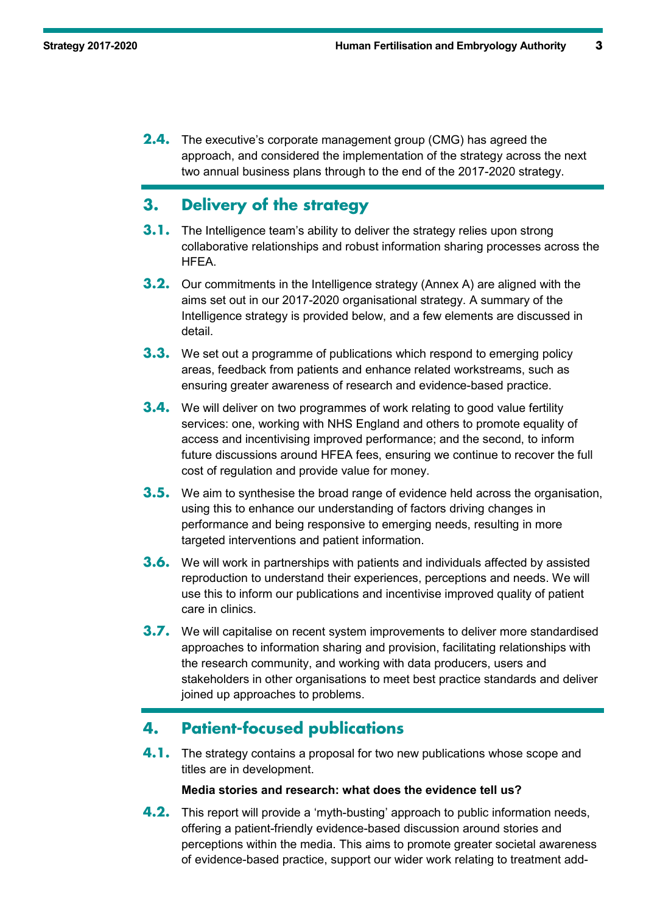**2.4.** The executive's corporate management group (CMG) has agreed the approach, and considered the implementation of the strategy across the next two annual business plans through to the end of the 2017-2020 strategy.

## 3. Delivery of the strategy

**3.1.** The Intelligence team's ability to deliver the strategy relies upon strong collaborative relationships and robust information sharing processes across the HFEA.

**3.2.** Our commitments in the Intelligence strategy (Annex A) are aligned with the aims set out in our 2017-2020 organisational strategy. A summary of the Intelligence strategy is provided below, and a few elements are discussed in detail.

**3.3.** We set out a programme of publications which respond to emerging policy areas, feedback from patients and enhance related workstreams, such as ensuring greater awareness of research and evidence-based practice.

**3.4.** We will deliver on two programmes of work relating to good value fertility services: one, working with NHS England and others to promote equality of access and incentivising improved performance; and the second, to inform future discussions around HFEA fees, ensuring we continue to recover the full cost of regulation and provide value for money.

**3.5.** We aim to synthesise the broad range of evidence held across the organisation, using this to enhance our understanding of factors driving changes in performance and being responsive to emerging needs, resulting in more targeted interventions and patient information.

**3.6.** We will work in partnerships with patients and individuals affected by assisted reproduction to understand their experiences, perceptions and needs. We will use this to inform our publications and incentivise improved quality of patient care in clinics.

**3.7.** We will capitalise on recent system improvements to deliver more standardised approaches to information sharing and provision, facilitating relationships with the research community, and working with data producers, users and stakeholders in other organisations to meet best practice standards and deliver joined up approaches to problems.

## 4. Patient-focused publications

**4.1.** The strategy contains a proposal for two new publications whose scope and titles are in development.

**Media stories and research: what does the evidence tell us?**

**4.2.** This report will provide a 'myth-busting' approach to public information needs, offering a patient-friendly evidence-based discussion around stories and perceptions within the media. This aims to promote greater societal awareness of evidence-based practice, support our wider work relating to treatment add-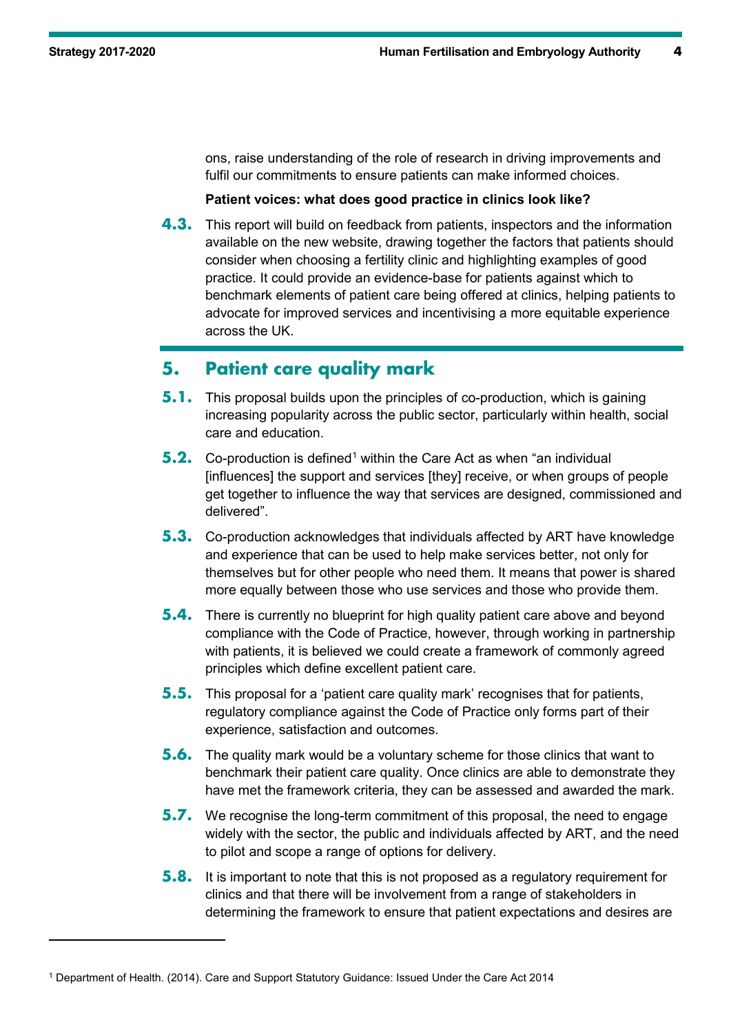ons, raise understanding of the role of research in driving improvements and fulfil our commitments to ensure patients can make informed choices.

**Patient voices: what does good practice in clinics look like?**

**4.3.** This report will build on feedback from patients, inspectors and the information available on the new website, drawing together the factors that patients should consider when choosing a fertility clinic and highlighting examples of good practice. It could provide an evidence-base for patients against which to benchmark elements of patient care being offered at clinics, helping patients to advocate for improved services and incentivising a more equitable experience across the UK.

## 5. Patient care quality mark

**5.1.** This proposal builds upon the principles of co-production, which is gaining increasing popularity across the public sector, particularly within health, social care and education.

**5.2.** Co-production is defined[1] within the Care Act as when "an individual [influences] the support and services [they] receive, or when groups of people get together to influence the way that services are designed, commissioned and delivered".

**5.3.** Co-production acknowledges that individuals affected by ART have knowledge and experience that can be used to help make services better, not only for themselves but for other people who need them. It means that power is shared more equally between those who use services and those who provide them.

**5.4.** There is currently no blueprint for high quality patient care above and beyond compliance with the Code of Practice, however, through working in partnership with patients, it is believed we could create a framework of commonly agreed principles which define excellent patient care.

**5.5.** This proposal for a 'patient care quality mark' recognises that for patients, regulatory compliance against the Code of Practice only forms part of their experience, satisfaction and outcomes.

**5.6.** The quality mark would be a voluntary scheme for those clinics that want to benchmark their patient care quality. Once clinics are able to demonstrate they have met the framework criteria, they can be assessed and awarded the mark.

**5.7.** We recognise the long-term commitment of this proposal, the need to engage widely with the sector, the public and individuals affected by ART, and the need to pilot and scope a range of options for delivery.

**5.8.** It is important to note that this is not proposed as a regulatory requirement for clinics and that there will be involvement from a range of stakeholders in determining the framework to ensure that patient expectations and desires are

---

[1] Department of Health. (2014). Care and Support Statutory Guidance: Issued Under the Care Act 2014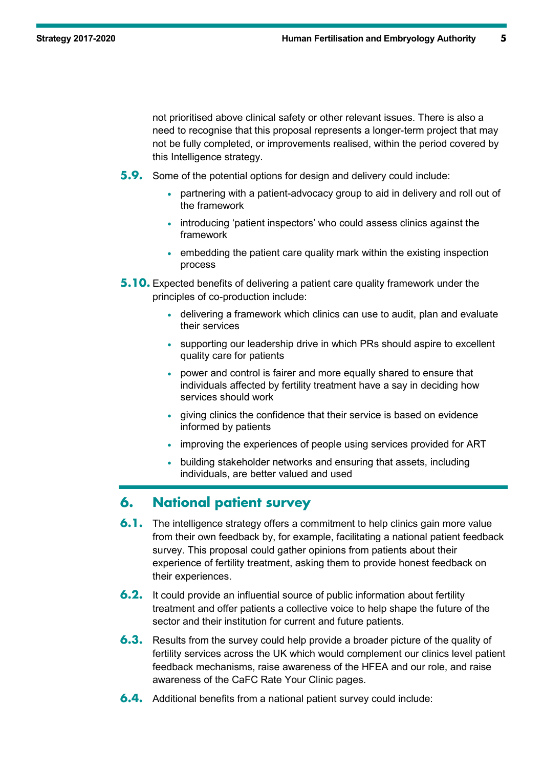not prioritised above clinical safety or other relevant issues. There is also a need to recognise that this proposal represents a longer-term project that may not be fully completed, or improvements realised, within the period covered by this Intelligence strategy.

**5.9.** Some of the potential options for design and delivery could include:

- partnering with a patient-advocacy group to aid in delivery and roll out of the framework
- introducing 'patient inspectors' who could assess clinics against the framework
- embedding the patient care quality mark within the existing inspection process

**5.10.** Expected benefits of delivering a patient care quality framework under the principles of co-production include:

- delivering a framework which clinics can use to audit, plan and evaluate their services
- supporting our leadership drive in which PRs should aspire to excellent quality care for patients
- power and control is fairer and more equally shared to ensure that individuals affected by fertility treatment have a say in deciding how services should work
- giving clinics the confidence that their service is based on evidence informed by patients
- improving the experiences of people using services provided for ART
- building stakeholder networks and ensuring that assets, including individuals, are better valued and used

## 6. National patient survey

**6.1.** The intelligence strategy offers a commitment to help clinics gain more value from their own feedback by, for example, facilitating a national patient feedback survey. This proposal could gather opinions from patients about their experience of fertility treatment, asking them to provide honest feedback on their experiences.

**6.2.** It could provide an influential source of public information about fertility treatment and offer patients a collective voice to help shape the future of the sector and their institution for current and future patients.

**6.3.** Results from the survey could help provide a broader picture of the quality of fertility services across the UK which would complement our clinics level patient feedback mechanisms, raise awareness of the HFEA and our role, and raise awareness of the CaFC Rate Your Clinic pages.

**6.4.** Additional benefits from a national patient survey could include: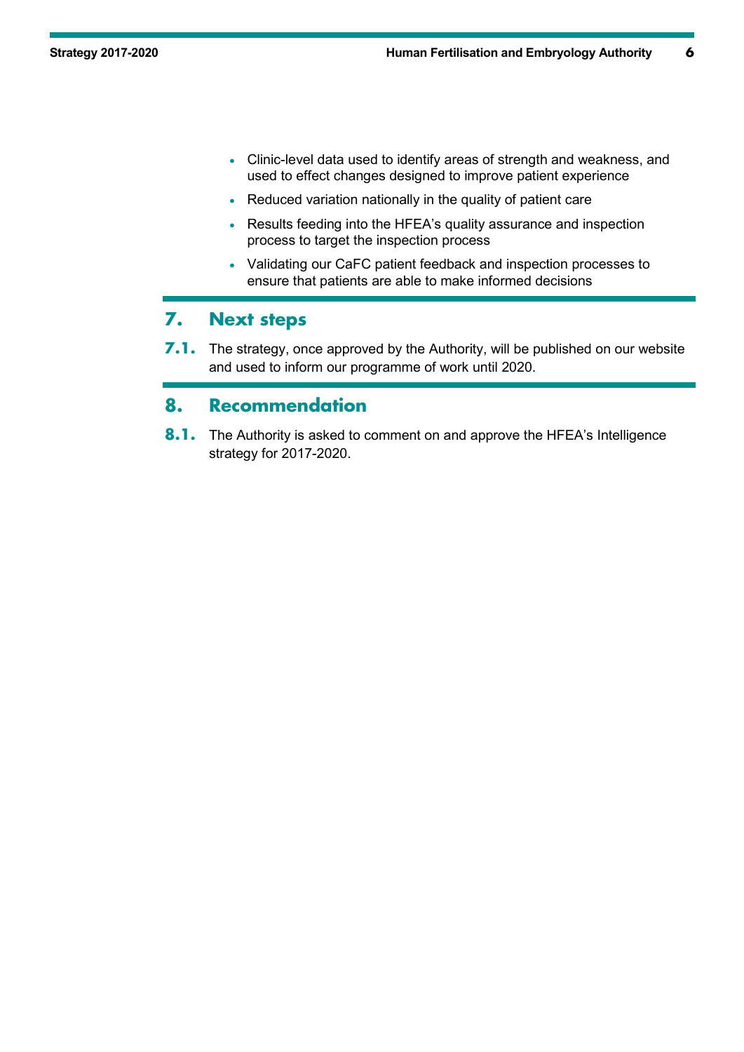- Clinic-level data used to identify areas of strength and weakness, and used to effect changes designed to improve patient experience
- Reduced variation nationally in the quality of patient care
- Results feeding into the HFEA's quality assurance and inspection process to target the inspection process
- Validating our CaFC patient feedback and inspection processes to ensure that patients are able to make informed decisions

## 7. Next steps

**7.1.** The strategy, once approved by the Authority, will be published on our website and used to inform our programme of work until 2020.

## 8. Recommendation

**8.1.** The Authority is asked to comment on and approve the HFEA's Intelligence strategy for 2017-2020.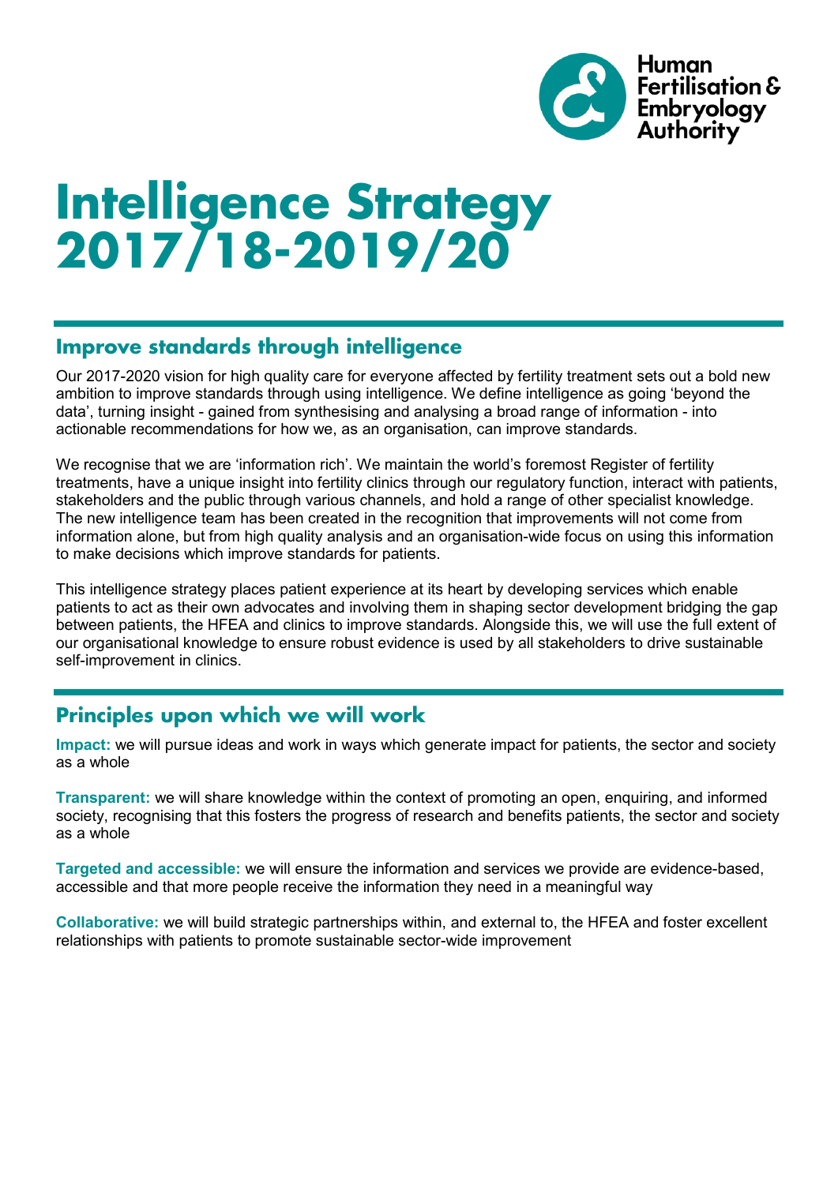# Intelligence Strategy 2017/18-2019/20

## Improve standards through intelligence

Our 2017-2020 vision for high quality care for everyone affected by fertility treatment sets out a bold new ambition to improve standards through using intelligence. We define intelligence as going 'beyond the data', turning insight - gained from synthesising and analysing a broad range of information - into actionable recommendations for how we, as an organisation, can improve standards.

We recognise that we are 'information rich'. We maintain the world's foremost Register of fertility treatments, have a unique insight into fertility clinics through our regulatory function, interact with patients, stakeholders and the public through various channels, and hold a range of other specialist knowledge. The new intelligence team has been created in the recognition that improvements will not come from information alone, but from high quality analysis and an organisation-wide focus on using this information to make decisions which improve standards for patients.

This intelligence strategy places patient experience at its heart by developing services which enable patients to act as their own advocates and involving them in shaping sector development bridging the gap between patients, the HFEA and clinics to improve standards. Alongside this, we will use the full extent of our organisational knowledge to ensure robust evidence is used by all stakeholders to drive sustainable self-improvement in clinics.

## Principles upon which we will work

**Impact:** we will pursue ideas and work in ways which generate impact for patients, the sector and society as a whole

**Transparent:** we will share knowledge within the context of promoting an open, enquiring, and informed society, recognising that this fosters the progress of research and benefits patients, the sector and society as a whole

**Targeted and accessible:** we will ensure the information and services we provide are evidence-based, accessible and that more people receive the information they need in a meaningful way

**Collaborative:** we will build strategic partnerships within, and external to, the HFEA and foster excellent relationships with patients to promote sustainable sector-wide improvement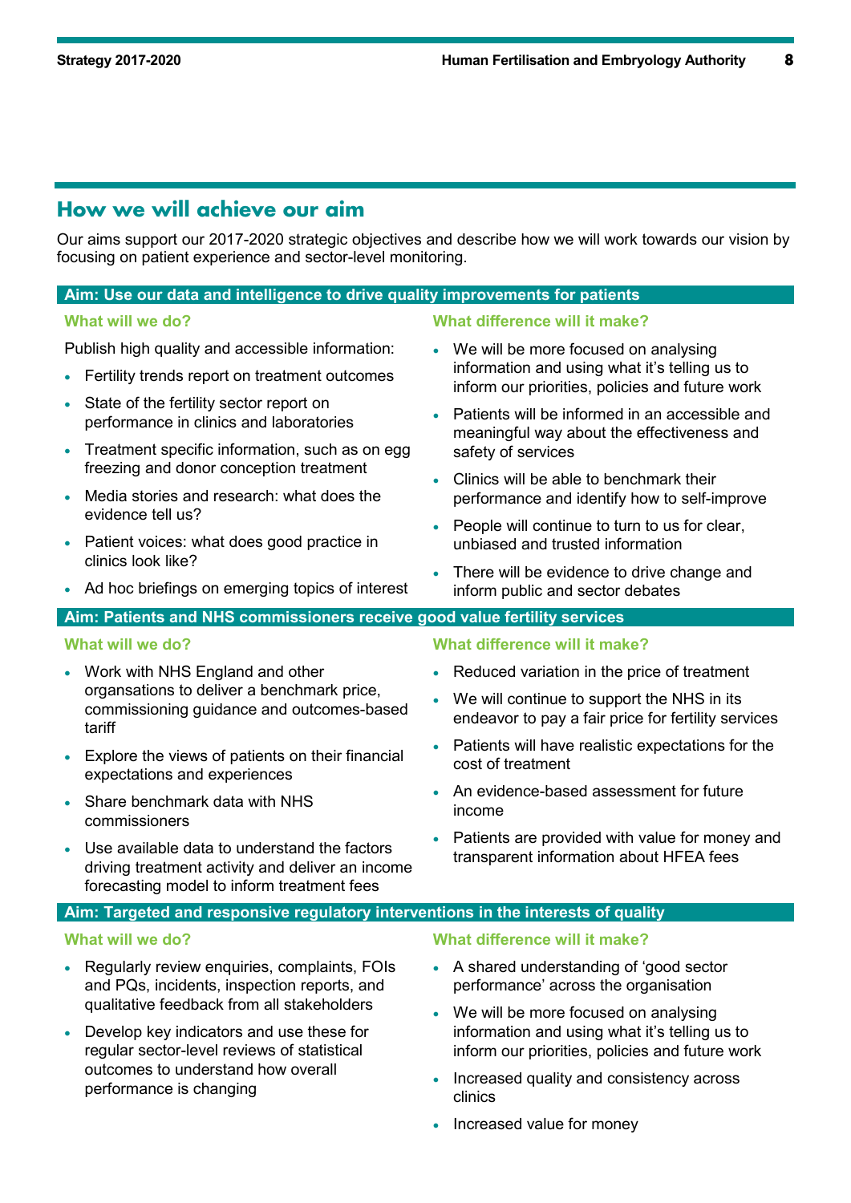## How we will achieve our aim

Our aims support our 2017-2020 strategic objectives and describe how we will work towards our vision by focusing on patient experience and sector-level monitoring.

### Aim: Use our data and intelligence to drive quality improvements for patients

#### What will we do?

Publish high quality and accessible information:

- Fertility trends report on treatment outcomes
- State of the fertility sector report on performance in clinics and laboratories
- Treatment specific information, such as on egg freezing and donor conception treatment
- Media stories and research: what does the evidence tell us?
- Patient voices: what does good practice in clinics look like?
- Ad hoc briefings on emerging topics of interest

#### What difference will it make?

- We will be more focused on analysing information and using what it's telling us to inform our priorities, policies and future work
- Patients will be informed in an accessible and meaningful way about the effectiveness and safety of services
- Clinics will be able to benchmark their performance and identify how to self-improve
- People will continue to turn to us for clear, unbiased and trusted information
- There will be evidence to drive change and inform public and sector debates

### Aim: Patients and NHS commissioners receive good value fertility services

#### What will we do?

- Work with NHS England and other organsations to deliver a benchmark price, commissioning guidance and outcomes-based tariff
- Explore the views of patients on their financial expectations and experiences
- Share benchmark data with NHS commissioners
- Use available data to understand the factors driving treatment activity and deliver an income forecasting model to inform treatment fees

#### What difference will it make?

- Reduced variation in the price of treatment
- We will continue to support the NHS in its endeavor to pay a fair price for fertility services
- Patients will have realistic expectations for the cost of treatment
- An evidence-based assessment for future income
- Patients are provided with value for money and transparent information about HFEA fees

### Aim: Targeted and responsive regulatory interventions in the interests of quality

#### What will we do?

- Regularly review enquiries, complaints, FOIs and PQs, incidents, inspection reports, and qualitative feedback from all stakeholders
- Develop key indicators and use these for regular sector-level reviews of statistical outcomes to understand how overall performance is changing

#### What difference will it make?

- A shared understanding of 'good sector performance' across the organisation
- We will be more focused on analysing information and using what it's telling us to inform our priorities, policies and future work
- Increased quality and consistency across clinics
- Increased value for money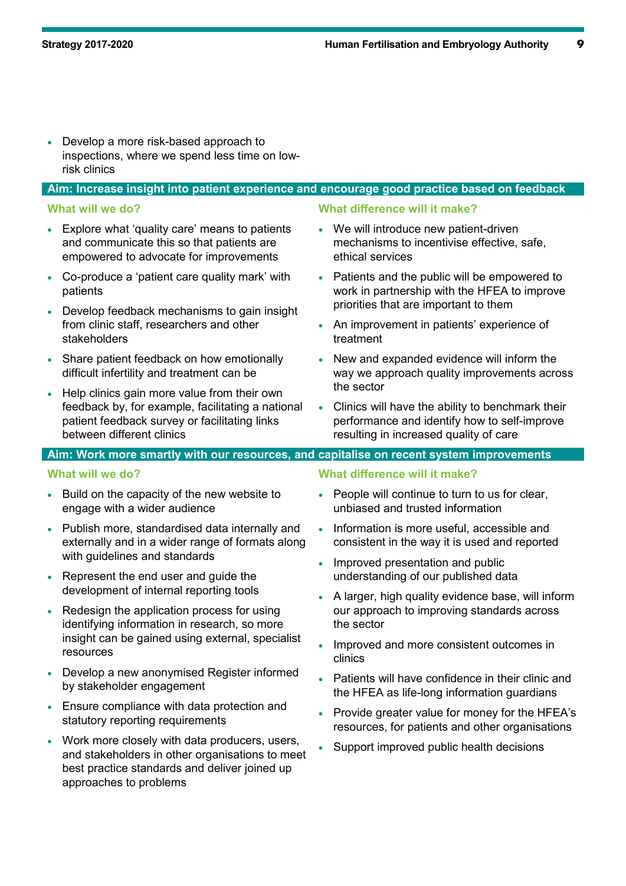- Develop a more risk-based approach to inspections, where we spend less time on low-risk clinics

## Aim: Increase insight into patient experience and encourage good practice based on feedback

### What will we do?

- Explore what ‘quality care’ means to patients and communicate this so that patients are empowered to advocate for improvements
- Co-produce a ‘patient care quality mark’ with patients
- Develop feedback mechanisms to gain insight from clinic staff, researchers and other stakeholders
- Share patient feedback on how emotionally difficult infertility and treatment can be
- Help clinics gain more value from their own feedback by, for example, facilitating a national patient feedback survey or facilitating links between different clinics

### What difference will it make?

- We will introduce new patient-driven mechanisms to incentivise effective, safe, ethical services
- Patients and the public will be empowered to work in partnership with the HFEA to improve priorities that are important to them
- An improvement in patients’ experience of treatment
- New and expanded evidence will inform the way we approach quality improvements across the sector
- Clinics will have the ability to benchmark their performance and identify how to self-improve resulting in increased quality of care

## Aim: Work more smartly with our resources, and capitalise on recent system improvements

### What will we do?

- Build on the capacity of the new website to engage with a wider audience
- Publish more, standardised data internally and externally and in a wider range of formats along with guidelines and standards
- Represent the end user and guide the development of internal reporting tools
- Redesign the application process for using identifying information in research, so more insight can be gained using external, specialist resources
- Develop a new anonymised Register informed by stakeholder engagement
- Ensure compliance with data protection and statutory reporting requirements
- Work more closely with data producers, users, and stakeholders in other organisations to meet best practice standards and deliver joined up approaches to problems

### What difference will it make?

- People will continue to turn to us for clear, unbiased and trusted information
- Information is more useful, accessible and consistent in the way it is used and reported
- Improved presentation and public understanding of our published data
- A larger, high quality evidence base, will inform our approach to improving standards across the sector
- Improved and more consistent outcomes in clinics
- Patients will have confidence in their clinic and the HFEA as life-long information guardians
- Provide greater value for money for the HFEA’s resources, for patients and other organisations
- Support improved public health decisions